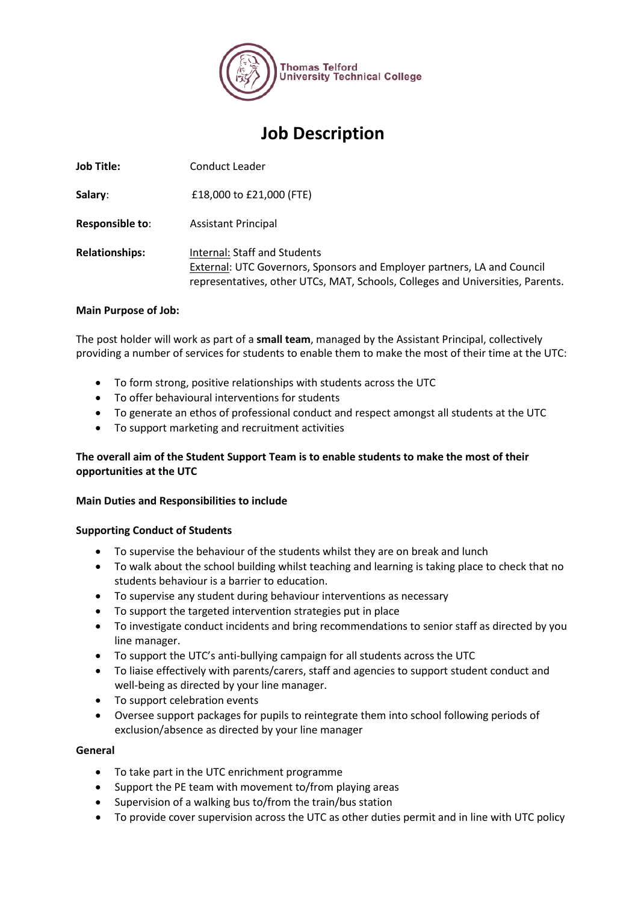Thomas Telford University Technical College

# Job Description

| | |
|---|---|
| **Job Title:** | Conduct Leader |
| **Salary**: | £18,000 to £21,000 (FTE) |
| **Responsible to**: | Assistant Principal |
| **Relationships:** | Internal: Staff and Students<br>External: UTC Governors, Sponsors and Employer partners, LA and Council representatives, other UTCs, MAT, Schools, Colleges and Universities, Parents. |

**Main Purpose of Job:**

The post holder will work as part of a **small team**, managed by the Assistant Principal, collectively providing a number of services for students to enable them to make the most of their time at the UTC:

- To form strong, positive relationships with students across the UTC
- To offer behavioural interventions for students
- To generate an ethos of professional conduct and respect amongst all students at the UTC
- To support marketing and recruitment activities

**The overall aim of the Student Support Team is to enable students to make the most of their opportunities at the UTC**

**Main Duties and Responsibilities to include**

**Supporting Conduct of Students**

- To supervise the behaviour of the students whilst they are on break and lunch
- To walk about the school building whilst teaching and learning is taking place to check that no students behaviour is a barrier to education.
- To supervise any student during behaviour interventions as necessary
- To support the targeted intervention strategies put in place
- To investigate conduct incidents and bring recommendations to senior staff as directed by you line manager.
- To support the UTC's anti-bullying campaign for all students across the UTC
- To liaise effectively with parents/carers, staff and agencies to support student conduct and well-being as directed by your line manager.
- To support celebration events
- Oversee support packages for pupils to reintegrate them into school following periods of exclusion/absence as directed by your line manager

**General**

- To take part in the UTC enrichment programme
- Support the PE team with movement to/from playing areas
- Supervision of a walking bus to/from the train/bus station
- To provide cover supervision across the UTC as other duties permit and in line with UTC policy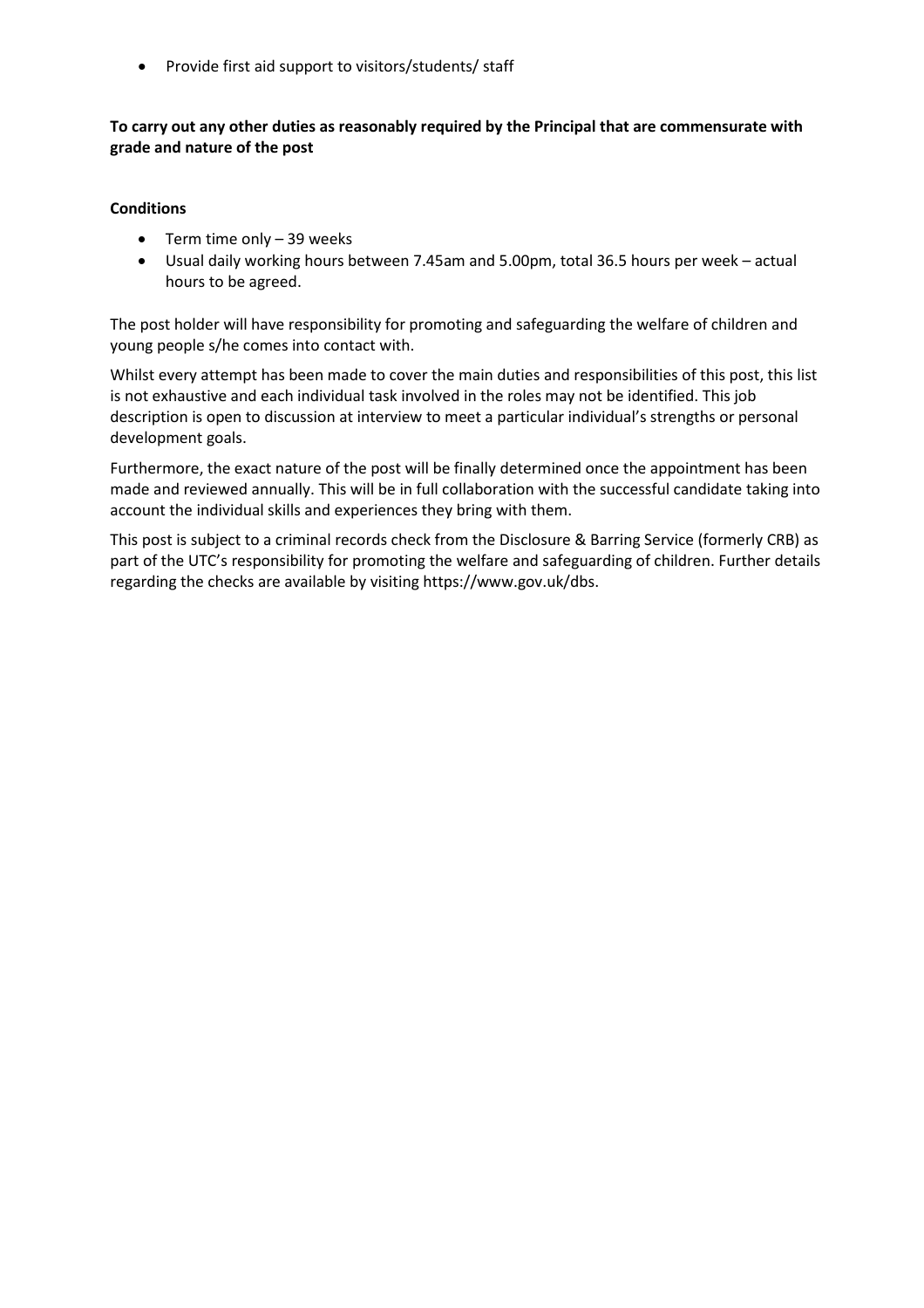- Provide first aid support to visitors/students/ staff

**To carry out any other duties as reasonably required by the Principal that are commensurate with grade and nature of the post**

**Conditions**

- Term time only – 39 weeks
- Usual daily working hours between 7.45am and 5.00pm, total 36.5 hours per week – actual hours to be agreed.

The post holder will have responsibility for promoting and safeguarding the welfare of children and young people s/he comes into contact with.

Whilst every attempt has been made to cover the main duties and responsibilities of this post, this list is not exhaustive and each individual task involved in the roles may not be identified. This job description is open to discussion at interview to meet a particular individual's strengths or personal development goals.

Furthermore, the exact nature of the post will be finally determined once the appointment has been made and reviewed annually. This will be in full collaboration with the successful candidate taking into account the individual skills and experiences they bring with them.

This post is subject to a criminal records check from the Disclosure & Barring Service (formerly CRB) as part of the UTC's responsibility for promoting the welfare and safeguarding of children. Further details regarding the checks are available by visiting https://www.gov.uk/dbs.